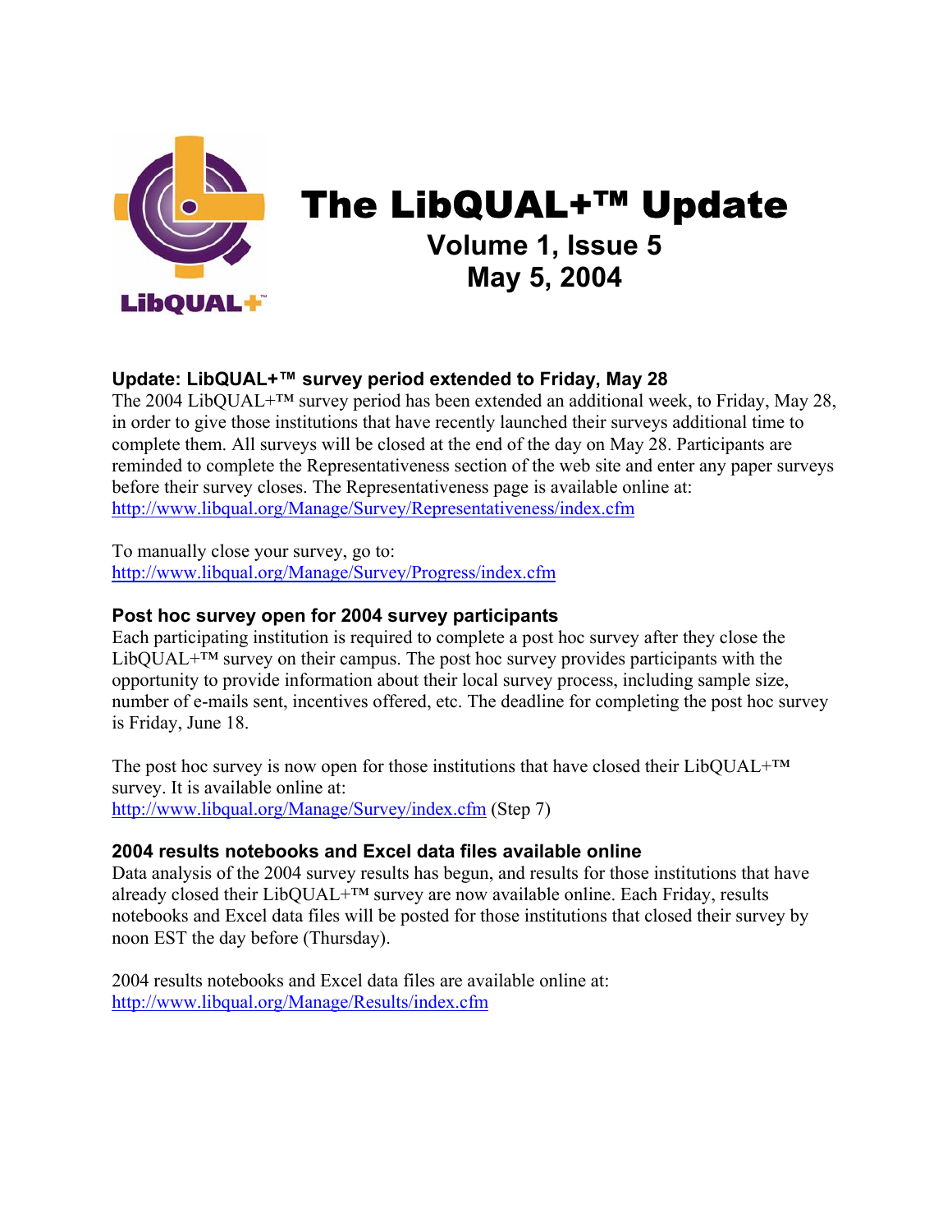# The LibQUAL+™ Update

## Volume 1, Issue 5
## May 5, 2004

### Update: LibQUAL+™ survey period extended to Friday, May 28

The 2004 LibQUAL+™ survey period has been extended an additional week, to Friday, May 28, in order to give those institutions that have recently launched their surveys additional time to complete them. All surveys will be closed at the end of the day on May 28. Participants are reminded to complete the Representativeness section of the web site and enter any paper surveys before their survey closes. The Representativeness page is available online at: http://www.libqual.org/Manage/Survey/Representativeness/index.cfm

To manually close your survey, go to:
http://www.libqual.org/Manage/Survey/Progress/index.cfm

### Post hoc survey open for 2004 survey participants

Each participating institution is required to complete a post hoc survey after they close the LibQUAL+™ survey on their campus. The post hoc survey provides participants with the opportunity to provide information about their local survey process, including sample size, number of e-mails sent, incentives offered, etc. The deadline for completing the post hoc survey is Friday, June 18.

The post hoc survey is now open for those institutions that have closed their LibQUAL+™ survey. It is available online at:
http://www.libqual.org/Manage/Survey/index.cfm (Step 7)

### 2004 results notebooks and Excel data files available online

Data analysis of the 2004 survey results has begun, and results for those institutions that have already closed their LibQUAL+™ survey are now available online. Each Friday, results notebooks and Excel data files will be posted for those institutions that closed their survey by noon EST the day before (Thursday).

2004 results notebooks and Excel data files are available online at:
http://www.libqual.org/Manage/Results/index.cfm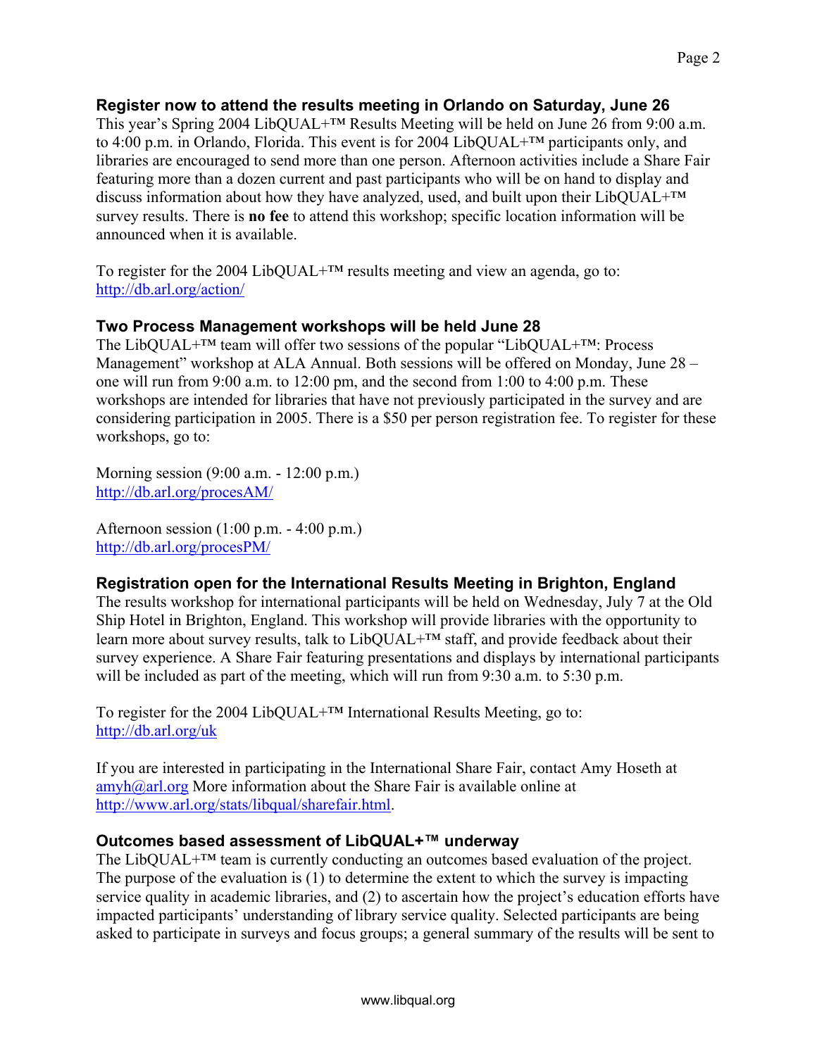### Register now to attend the results meeting in Orlando on Saturday, June 26

This year's Spring 2004 LibQUAL+™ Results Meeting will be held on June 26 from 9:00 a.m. to 4:00 p.m. in Orlando, Florida. This event is for 2004 LibQUAL+™ participants only, and libraries are encouraged to send more than one person. Afternoon activities include a Share Fair featuring more than a dozen current and past participants who will be on hand to display and discuss information about how they have analyzed, used, and built upon their LibQUAL+™ survey results. There is **no fee** to attend this workshop; specific location information will be announced when it is available.

To register for the 2004 LibQUAL+™ results meeting and view an agenda, go to: http://db.arl.org/action/

### Two Process Management workshops will be held June 28

The LibQUAL+™ team will offer two sessions of the popular "LibQUAL+™: Process Management" workshop at ALA Annual. Both sessions will be offered on Monday, June 28 – one will run from 9:00 a.m. to 12:00 pm, and the second from 1:00 to 4:00 p.m. These workshops are intended for libraries that have not previously participated in the survey and are considering participation in 2005. There is a $50 per person registration fee. To register for these workshops, go to:

Morning session (9:00 a.m. - 12:00 p.m.)
http://db.arl.org/procesAM/

Afternoon session (1:00 p.m. - 4:00 p.m.)
http://db.arl.org/procesPM/

### Registration open for the International Results Meeting in Brighton, England

The results workshop for international participants will be held on Wednesday, July 7 at the Old Ship Hotel in Brighton, England. This workshop will provide libraries with the opportunity to learn more about survey results, talk to LibQUAL+™ staff, and provide feedback about their survey experience. A Share Fair featuring presentations and displays by international participants will be included as part of the meeting, which will run from 9:30 a.m. to 5:30 p.m.

To register for the 2004 LibQUAL+™ International Results Meeting, go to: http://db.arl.org/uk

If you are interested in participating in the International Share Fair, contact Amy Hoseth at amyh@arl.org More information about the Share Fair is available online at http://www.arl.org/stats/libqual/sharefair.html.

### Outcomes based assessment of LibQUAL+™ underway

The LibQUAL+™ team is currently conducting an outcomes based evaluation of the project. The purpose of the evaluation is (1) to determine the extent to which the survey is impacting service quality in academic libraries, and (2) to ascertain how the project's education efforts have impacted participants' understanding of library service quality. Selected participants are being asked to participate in surveys and focus groups; a general summary of the results will be sent to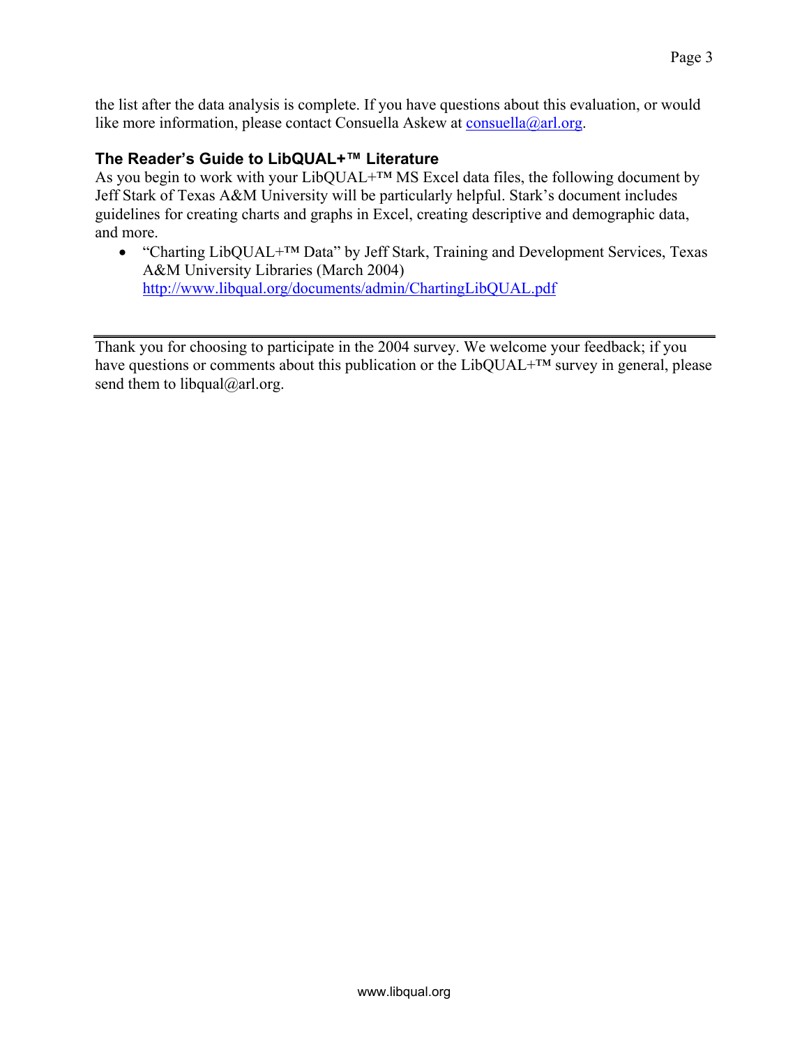the list after the data analysis is complete. If you have questions about this evaluation, or would like more information, please contact Consuella Askew at consuella@arl.org.

### The Reader's Guide to LibQUAL+™ Literature

As you begin to work with your LibQUAL+™ MS Excel data files, the following document by Jeff Stark of Texas A&M University will be particularly helpful. Stark's document includes guidelines for creating charts and graphs in Excel, creating descriptive and demographic data, and more.

- "Charting LibQUAL+™ Data" by Jeff Stark, Training and Development Services, Texas A&M University Libraries (March 2004)
  http://www.libqual.org/documents/admin/ChartingLibQUAL.pdf

---

Thank you for choosing to participate in the 2004 survey. We welcome your feedback; if you have questions or comments about this publication or the LibQUAL+™ survey in general, please send them to libqual@arl.org.